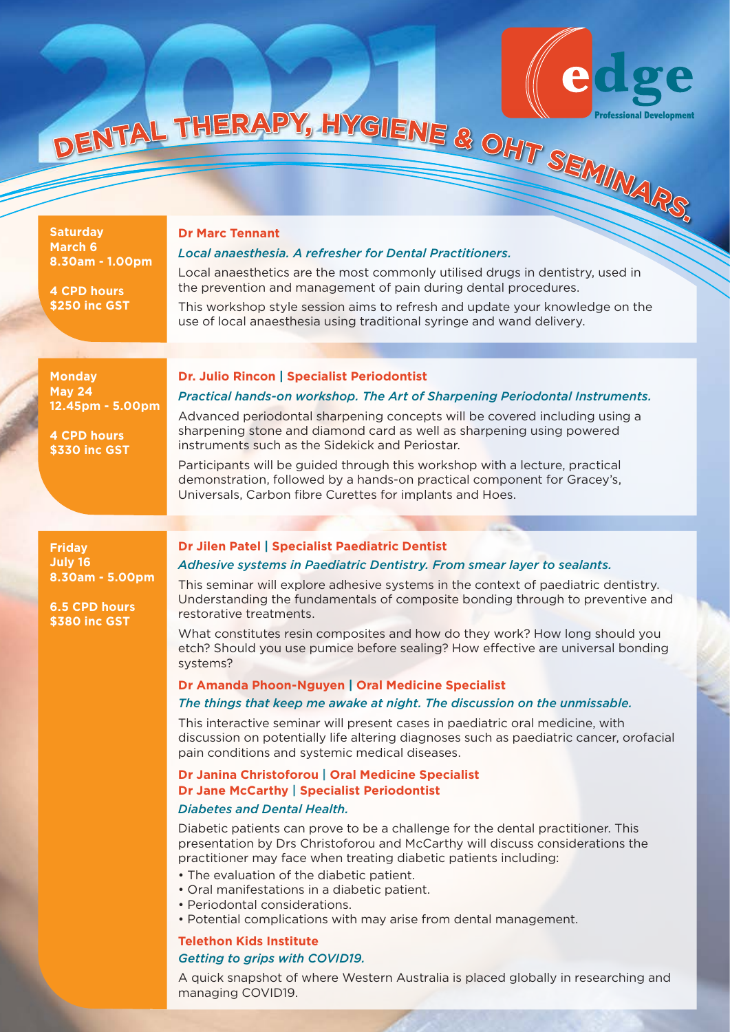# 2021 DENTAL THERAPY, HYGIENE & OHT SEMINARS

**edge** Professional Development

---

**Saturday**
**March 6**
**8.30am - 1.00pm**

**4 CPD hours**
**$250 inc GST**

### Dr Marc Tennant

*Local anaesthesia. A refresher for Dental Practitioners.*

Local anaesthetics are the most commonly utilised drugs in dentistry, used in the prevention and management of pain during dental procedures.

This workshop style session aims to refresh and update your knowledge on the use of local anaesthesia using traditional syringe and wand delivery.

---

**Monday**
**May 24**
**12.45pm - 5.00pm**

**4 CPD hours**
**$330 inc GST**

### Dr. Julio Rincon | Specialist Periodontist

*Practical hands-on workshop. The Art of Sharpening Periodontal Instruments.*

Advanced periodontal sharpening concepts will be covered including using a sharpening stone and diamond card as well as sharpening using powered instruments such as the Sidekick and Periostar.

Participants will be guided through this workshop with a lecture, practical demonstration, followed by a hands-on practical component for Gracey's, Universals, Carbon fibre Curettes for implants and Hoes.

---

**Friday**
**July 16**
**8.30am - 5.00pm**

**6.5 CPD hours**
**$380 inc GST**

### Dr Jilen Patel | Specialist Paediatric Dentist

*Adhesive systems in Paediatric Dentistry. From smear layer to sealants.*

This seminar will explore adhesive systems in the context of paediatric dentistry. Understanding the fundamentals of composite bonding through to preventive and restorative treatments.

What constitutes resin composites and how do they work? How long should you etch? Should you use pumice before sealing? How effective are universal bonding systems?

### Dr Amanda Phoon-Nguyen | Oral Medicine Specialist

*The things that keep me awake at night. The discussion on the unmissable.*

This interactive seminar will present cases in paediatric oral medicine, with discussion on potentially life altering diagnoses such as paediatric cancer, orofacial pain conditions and systemic medical diseases.

### Dr Janina Christoforou | Oral Medicine Specialist
### Dr Jane McCarthy | Specialist Periodontist

*Diabetes and Dental Health.*

Diabetic patients can prove to be a challenge for the dental practitioner. This presentation by Drs Christoforou and McCarthy will discuss considerations the practitioner may face when treating diabetic patients including:

- The evaluation of the diabetic patient.
- Oral manifestations in a diabetic patient.
- Periodontal considerations.
- Potential complications with may arise from dental management.

### Telethon Kids Institute

*Getting to grips with COVID19.*

A quick snapshot of where Western Australia is placed globally in researching and managing COVID19.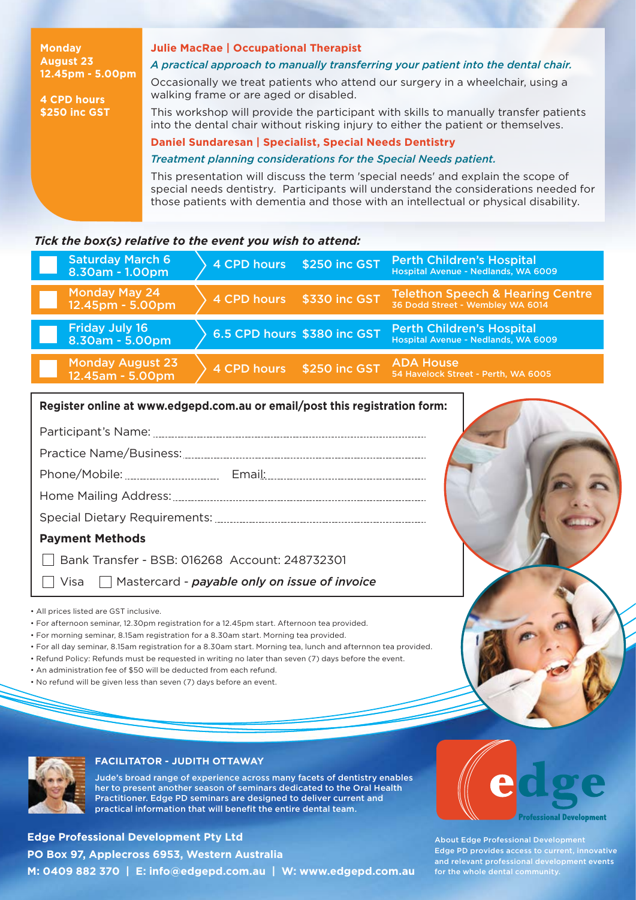**Monday August 23 12.45pm - 5.00pm**

**4 CPD hours**
**$250 inc GST**

**Julie MacRae | Occupational Therapist**

*A practical approach to manually transferring your patient into the dental chair.*

Occasionally we treat patients who attend our surgery in a wheelchair, using a walking frame or are aged or disabled.

This workshop will provide the participant with skills to manually transfer patients into the dental chair without risking injury to either the patient or themselves.

**Daniel Sundaresan | Specialist, Special Needs Dentistry**

*Treatment planning considerations for the Special Needs patient.*

This presentation will discuss the term 'special needs' and explain the scope of special needs dentistry. Participants will understand the considerations needed for those patients with dementia and those with an intellectual or physical disability.

***Tick the box(s) relative to the event you wish to attend:***

| | | | | |
|---|---|---|---|---|
| ☐ | Saturday March 6 8.30am - 1.00pm | 4 CPD hours | $250 inc GST | Perth Children's Hospital Hospital Avenue - Nedlands, WA 6009 |
| ☐ | Monday May 24 12.45pm - 5.00pm | 4 CPD hours | $330 inc GST | Telethon Speech & Hearing Centre 36 Dodd Street - Wembley WA 6014 |
| ☐ | Friday July 16 8.30am - 5.00pm | 6.5 CPD hours | $380 inc GST | Perth Children's Hospital Hospital Avenue - Nedlands, WA 6009 |
| ☐ | Monday August 23 12.45pm - 5.00pm | 4 CPD hours | $250 inc GST | ADA House 54 Havelock Street - Perth, WA 6005 |

**Register online at www.edgepd.com.au or email/post this registration form:**

Participant's Name: ..............................

Practice Name/Business: ..............................

Phone/Mobile: .................. Email: ..............................

Home Mailing Address: ..............................

Special Dietary Requirements: ..............................

**Payment Methods**

☐ Bank Transfer - BSB: 016268 Account: 248732301

☐ Visa ☐ Mastercard - ***payable only on issue of invoice***

- All prices listed are GST inclusive.
- For afternoon seminar, 12.30pm registration for a 12.45pm start. Afternoon tea provided.
- For morning seminar, 8.15am registration for a 8.30am start. Morning tea provided.
- For all day seminar, 8.15am registration for a 8.30am start. Morning tea, lunch and afternnon tea provided.
- Refund Policy: Refunds must be requested in writing no later than seven (7) days before the event.
- An administration fee of $50 will be deducted from each refund.
- No refund will be given less than seven (7) days before an event.

**FACILITATOR - JUDITH OTTAWAY**

Jude's broad range of experience across many facets of dentistry enables her to present another season of seminars dedicated to the Oral Health Practitioner. Edge PD seminars are designed to deliver current and practical information that will benefit the entire dental team.

**Edge Professional Development Pty Ltd**
**PO Box 97, Applecross 6953, Western Australia**
**M: 0409 882 370 | E: info@edgepd.com.au | W: www.edgepd.com.au**

edge Professional Development

About Edge Professional Development
Edge PD provides access to current, innovative and relevant professional development events for the whole dental community.